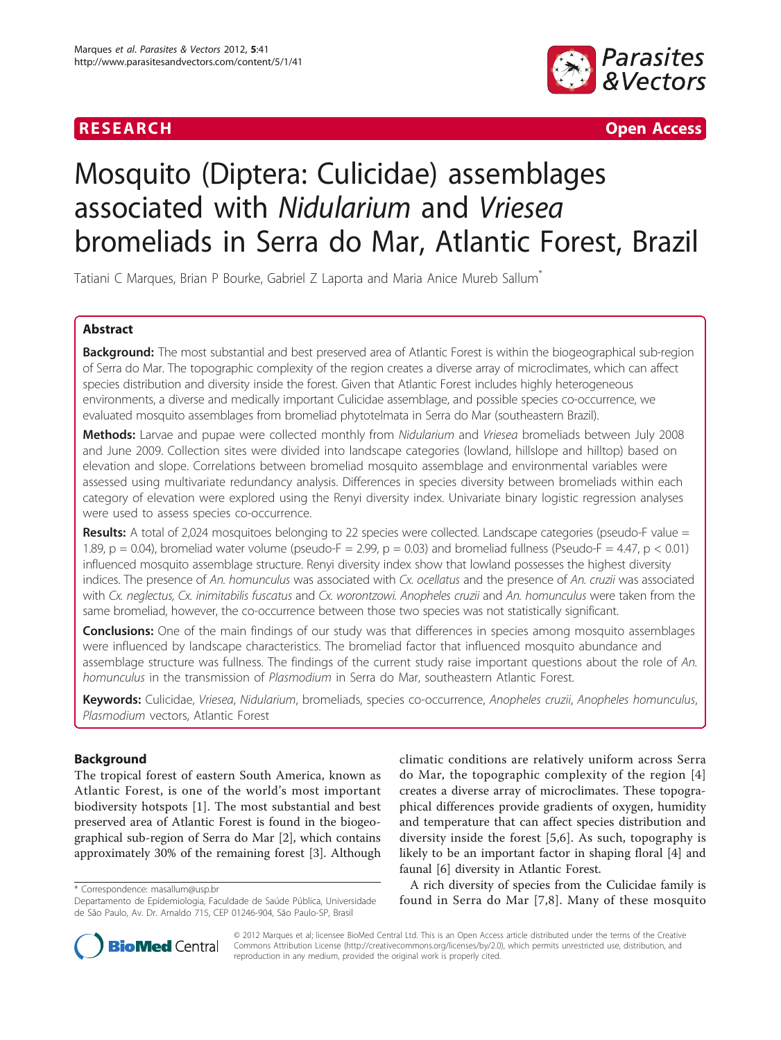RESEARCH Open Access

# Mosquito (Diptera: Culicidae) assemblages associated with *Nidularium* and *Vriesea* bromeliads in Serra do Mar, Atlantic Forest, Brazil

Tatiani C Marques, Brian P Bourke, Gabriel Z Laporta and Maria Anice Mureb Sallum*

## Abstract

**Background:** The most substantial and best preserved area of Atlantic Forest is within the biogeographical sub-region of Serra do Mar. The topographic complexity of the region creates a diverse array of microclimates, which can affect species distribution and diversity inside the forest. Given that Atlantic Forest includes highly heterogeneous environments, a diverse and medically important Culicidae assemblage, and possible species co-occurrence, we evaluated mosquito assemblages from bromeliad phytotelmata in Serra do Mar (southeastern Brazil).

**Methods:** Larvae and pupae were collected monthly from *Nidularium* and *Vriesea* bromeliads between July 2008 and June 2009. Collection sites were divided into landscape categories (lowland, hillslope and hilltop) based on elevation and slope. Correlations between bromeliad mosquito assemblage and environmental variables were assessed using multivariate redundancy analysis. Differences in species diversity between bromeliads within each category of elevation were explored using the Renyi diversity index. Univariate binary logistic regression analyses were used to assess species co-occurrence.

**Results:** A total of 2,024 mosquitoes belonging to 22 species were collected. Landscape categories (pseudo-F value = 1.89, $p = 0.04$), bromeliad water volume (pseudo-F = 2.99, $p = 0.03$) and bromeliad fullness (Pseudo-F = 4.47, $p < 0.01$) influenced mosquito assemblage structure. Renyi diversity index show that lowland possesses the highest diversity indices. The presence of *An. homunculus* was associated with *Cx. ocellatus* and the presence of *An. cruzii* was associated with *Cx. neglectus*, *Cx. inimitabilis fuscatus* and *Cx. worontzowi*. *Anopheles cruzii* and *An. homunculus* were taken from the same bromeliad, however, the co-occurrence between those two species was not statistically significant.

**Conclusions:** One of the main findings of our study was that differences in species among mosquito assemblages were influenced by landscape characteristics. The bromeliad factor that influenced mosquito abundance and assemblage structure was fullness. The findings of the current study raise important questions about the role of *An. homunculus* in the transmission of *Plasmodium* in Serra do Mar, southeastern Atlantic Forest.

**Keywords:** Culicidae, *Vriesea*, *Nidularium*, bromeliads, species co-occurrence, *Anopheles cruzii*, *Anopheles homunculus*, *Plasmodium* vectors, Atlantic Forest

## Background

The tropical forest of eastern South America, known as Atlantic Forest, is one of the world's most important biodiversity hotspots [1]. The most substantial and best preserved area of Atlantic Forest is found in the biogeographical sub-region of Serra do Mar [2], which contains approximately 30% of the remaining forest [3]. Although climatic conditions are relatively uniform across Serra do Mar, the topographic complexity of the region [4] creates a diverse array of microclimates. These topographical differences provide gradients of oxygen, humidity and temperature that can affect species distribution and diversity inside the forest [5,6]. As such, topography is likely to be an important factor in shaping floral [4] and faunal [6] diversity in Atlantic Forest.

A rich diversity of species from the Culicidae family is found in Serra do Mar [7,8]. Many of these mosquito

\* Correspondence: masallum@usp.br
Departamento de Epidemiologia, Faculdade de Saúde Pública, Universidade de São Paulo, Av. Dr. Arnaldo 715, CEP 01246-904, São Paulo-SP, Brasil

© 2012 Marques et al; licensee BioMed Central Ltd. This is an Open Access article distributed under the terms of the Creative Commons Attribution License (http://creativecommons.org/licenses/by/2.0), which permits unrestricted use, distribution, and reproduction in any medium, provided the original work is properly cited.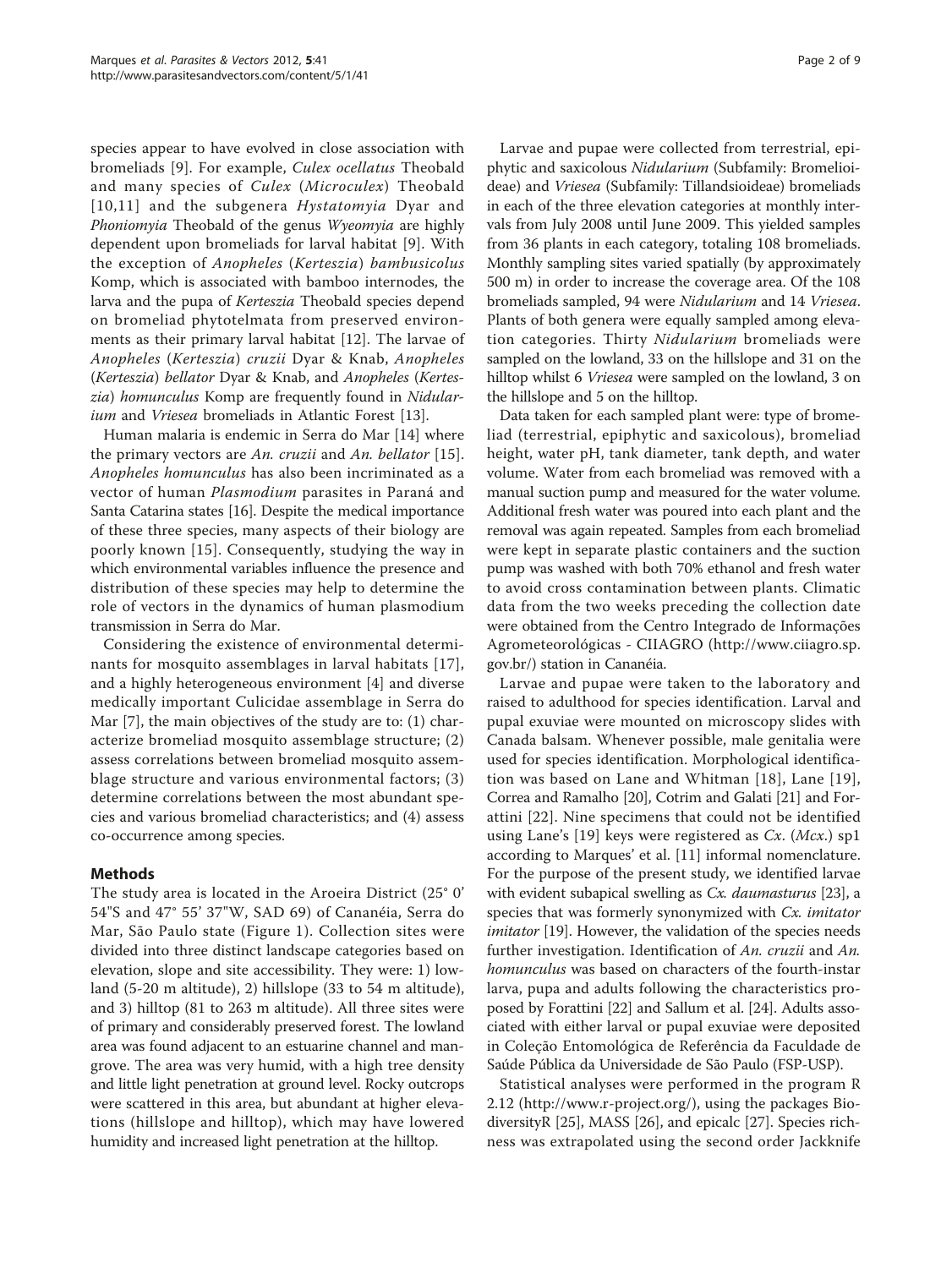species appear to have evolved in close association with bromeliads [9]. For example, *Culex ocellatus* Theobald and many species of *Culex* (*Microculex*) Theobald [10,11] and the subgenera *Hystatomyia* Dyar and *Phoniomyia* Theobald of the genus *Wyeomyia* are highly dependent upon bromeliads for larval habitat [9]. With the exception of *Anopheles* (*Kerteszia*) *bambusicolus* Komp, which is associated with bamboo internodes, the larva and the pupa of *Kerteszia* Theobald species depend on bromeliad phytotelmata from preserved environments as their primary larval habitat [12]. The larvae of *Anopheles* (*Kerteszia*) *cruzii* Dyar & Knab, *Anopheles* (*Kerteszia*) *bellator* Dyar & Knab, and *Anopheles* (*Kerteszia*) *homunculus* Komp are frequently found in *Nidularium* and *Vriesea* bromeliads in Atlantic Forest [13].

Human malaria is endemic in Serra do Mar [14] where the primary vectors are *An. cruzii* and *An. bellator* [15]. *Anopheles homunculus* has also been incriminated as a vector of human *Plasmodium* parasites in Paraná and Santa Catarina states [16]. Despite the medical importance of these three species, many aspects of their biology are poorly known [15]. Consequently, studying the way in which environmental variables influence the presence and distribution of these species may help to determine the role of vectors in the dynamics of human plasmodium transmission in Serra do Mar.

Considering the existence of environmental determinants for mosquito assemblages in larval habitats [17], and a highly heterogeneous environment [4] and diverse medically important Culicidae assemblage in Serra do Mar [7], the main objectives of the study are to: (1) characterize bromeliad mosquito assemblage structure; (2) assess correlations between bromeliad mosquito assemblage structure and various environmental factors; (3) determine correlations between the most abundant species and various bromeliad characteristics; and (4) assess co-occurrence among species.

## Methods

The study area is located in the Aroeira District (25° 0' 54"S and 47° 55' 37"W, SAD 69) of Cananéia, Serra do Mar, São Paulo state (Figure 1). Collection sites were divided into three distinct landscape categories based on elevation, slope and site accessibility. They were: 1) lowland (5-20 m altitude), 2) hillslope (33 to 54 m altitude), and 3) hilltop (81 to 263 m altitude). All three sites were of primary and considerably preserved forest. The lowland area was found adjacent to an estuarine channel and mangrove. The area was very humid, with a high tree density and little light penetration at ground level. Rocky outcrops were scattered in this area, but abundant at higher elevations (hillslope and hilltop), which may have lowered humidity and increased light penetration at the hilltop.

Larvae and pupae were collected from terrestrial, epiphytic and saxicolous *Nidularium* (Subfamily: Bromelioideae) and *Vriesea* (Subfamily: Tillandsioideae) bromeliads in each of the three elevation categories at monthly intervals from July 2008 until June 2009. This yielded samples from 36 plants in each category, totaling 108 bromeliads. Monthly sampling sites varied spatially (by approximately 500 m) in order to increase the coverage area. Of the 108 bromeliads sampled, 94 were *Nidularium* and 14 *Vriesea*. Plants of both genera were equally sampled among elevation categories. Thirty *Nidularium* bromeliads were sampled on the lowland, 33 on the hillslope and 31 on the hilltop whilst 6 *Vriesea* were sampled on the lowland, 3 on the hillslope and 5 on the hilltop.

Data taken for each sampled plant were: type of bromeliad (terrestrial, epiphytic and saxicolous), bromeliad height, water pH, tank diameter, tank depth, and water volume. Water from each bromeliad was removed with a manual suction pump and measured for the water volume. Additional fresh water was poured into each plant and the removal was again repeated. Samples from each bromeliad were kept in separate plastic containers and the suction pump was washed with both 70% ethanol and fresh water to avoid cross contamination between plants. Climatic data from the two weeks preceding the collection date were obtained from the Centro Integrado de Informações Agrometeorológicas - CIIAGRO (http://www.ciiagro.sp.gov.br/) station in Cananéia.

Larvae and pupae were taken to the laboratory and raised to adulthood for species identification. Larval and pupal exuviae were mounted on microscopy slides with Canada balsam. Whenever possible, male genitalia were used for species identification. Morphological identification was based on Lane and Whitman [18], Lane [19], Correa and Ramalho [20], Cotrim and Galati [21] and Forattini [22]. Nine specimens that could not be identified using Lane's [19] keys were registered as *Cx.* (*Mcx.*) sp1 according to Marques' et al. [11] informal nomenclature. For the purpose of the present study, we identified larvae with evident subapical swelling as *Cx. daumasturus* [23], a species that was formerly synonymized with *Cx. imitator imitator* [19]. However, the validation of the species needs further investigation. Identification of *An. cruzii* and *An. homunculus* was based on characters of the fourth-instar larva, pupa and adults following the characteristics proposed by Forattini [22] and Sallum et al. [24]. Adults associated with either larval or pupal exuviae were deposited in Coleção Entomológica de Referência da Faculdade de Saúde Pública da Universidade de São Paulo (FSP-USP).

Statistical analyses were performed in the program R 2.12 (http://www.r-project.org/), using the packages BiodiversityR [25], MASS [26], and epicalc [27]. Species richness was extrapolated using the second order Jackknife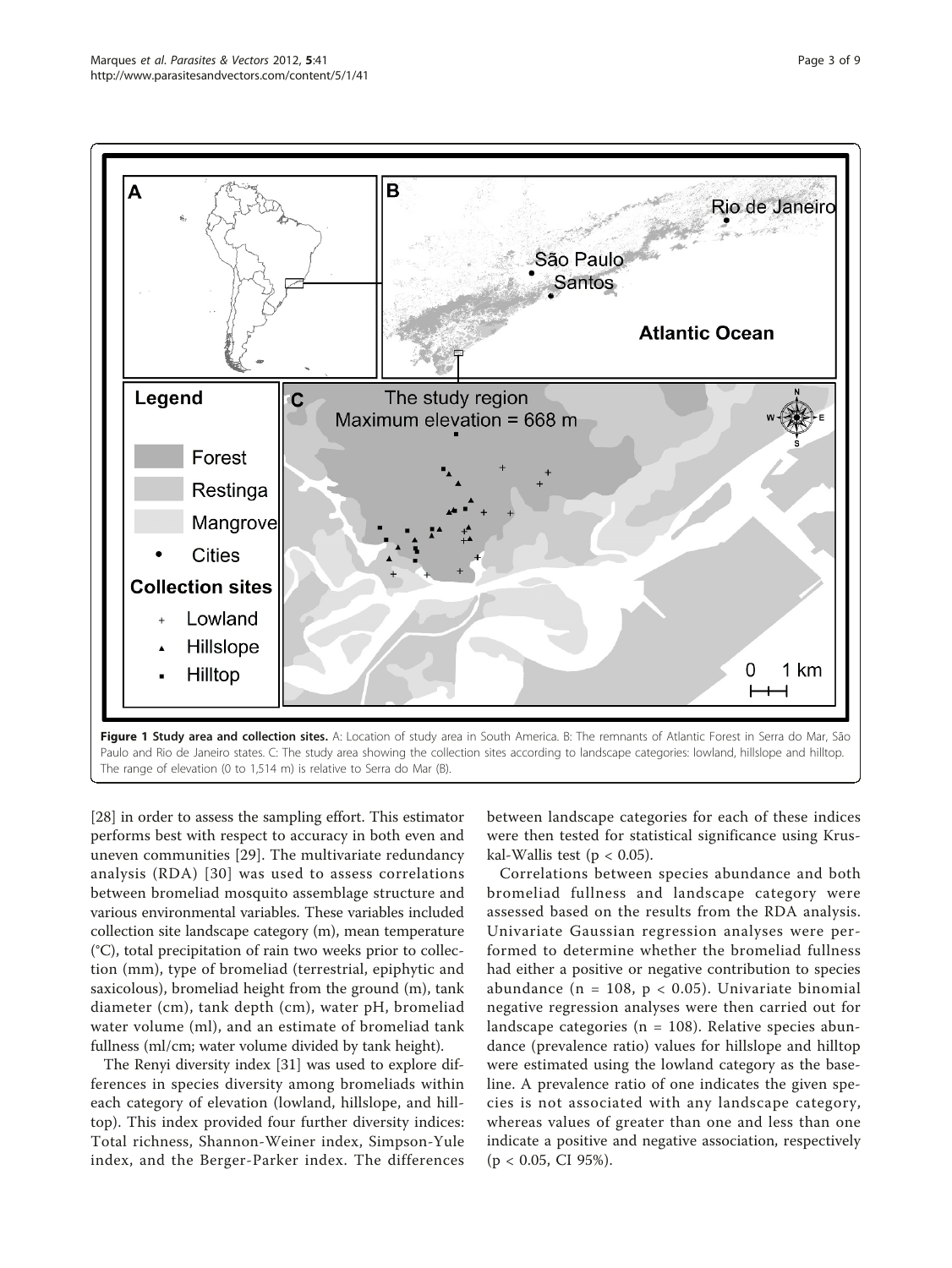**Figure 1 Study area and collection sites.** A: Location of study area in South America. B: The remnants of Atlantic Forest in Serra do Mar, São Paulo and Rio de Janeiro states. C: The study area showing the collection sites according to landscape categories: lowland, hillslope and hilltop. The range of elevation (0 to 1,514 m) is relative to Serra do Mar (B).

[28] in order to assess the sampling effort. This estimator performs best with respect to accuracy in both even and uneven communities [29]. The multivariate redundancy analysis (RDA) [30] was used to assess correlations between bromeliad mosquito assemblage structure and various environmental variables. These variables included collection site landscape category (m), mean temperature (°C), total precipitation of rain two weeks prior to collection (mm), type of bromeliad (terrestrial, epiphytic and saxicolous), bromeliad height from the ground (m), tank diameter (cm), tank depth (cm), water pH, bromeliad water volume (ml), and an estimate of bromeliad tank fullness (ml/cm; water volume divided by tank height).

The Renyi diversity index [31] was used to explore differences in species diversity among bromeliads within each category of elevation (lowland, hillslope, and hilltop). This index provided four further diversity indices: Total richness, Shannon-Weiner index, Simpson-Yule index, and the Berger-Parker index. The differences between landscape categories for each of these indices were then tested for statistical significance using Kruskal-Wallis test ($p < 0.05$).

Correlations between species abundance and both bromeliad fullness and landscape category were assessed based on the results from the RDA analysis. Univariate Gaussian regression analyses were performed to determine whether the bromeliad fullness had either a positive or negative contribution to species abundance ($n = 108$, $p < 0.05$). Univariate binomial negative regression analyses were then carried out for landscape categories ($n = 108$). Relative species abundance (prevalence ratio) values for hillslope and hilltop were estimated using the lowland category as the baseline. A prevalence ratio of one indicates the given species is not associated with any landscape category, whereas values of greater than one and less than one indicate a positive and negative association, respectively ($p < 0.05$, CI 95%).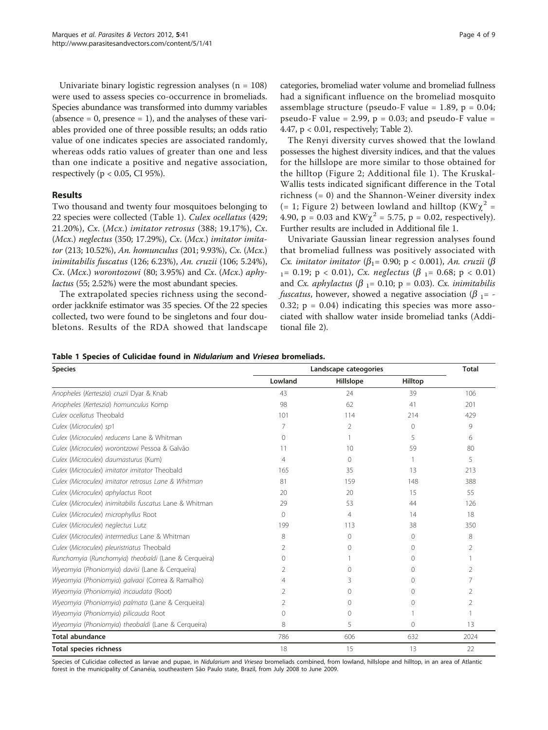Univariate binary logistic regression analyses ($n = 108$) were used to assess species co-occurrence in bromeliads. Species abundance was transformed into dummy variables (absence = 0, presence = 1), and the analyses of these variables provided one of three possible results; an odds ratio value of one indicates species are associated randomly, whereas odds ratio values of greater than one and less than one indicate a positive and negative association, respectively ($p < 0.05$, CI 95%).

## Results

Two thousand and twenty four mosquitoes belonging to 22 species were collected (Table 1). *Culex ocellatus* (429; 21.20%), *Cx.* (*Mcx.*) *imitator retrosus* (388; 19.17%), *Cx.* (*Mcx.*) *neglectus* (350; 17.29%), *Cx.* (*Mcx.*) *imitator imitator* (213; 10.52%), *An. homunculus* (201; 9.93%), *Cx.* (*Mcx.*) *inimitabilis fuscatus* (126; 6.23%), *An. cruzii* (106; 5.24%), *Cx.* (*Mcx.*) *worontozowi* (80; 3.95%) and *Cx.* (*Mcx.*) *aphylactus* (55; 2.52%) were the most abundant species.

The extrapolated species richness using the second-order jackknife estimator was 35 species. Of the 22 species collected, two were found to be singletons and four doubletons. Results of the RDA showed that landscape categories, bromeliad water volume and bromeliad fullness had a significant influence on the bromeliad mosquito assemblage structure (pseudo-F value = 1.89, $p = 0.04$; pseudo-F value = 2.99, $p = 0.03$; and pseudo-F value = 4.47, $p < 0.01$, respectively; Table 2).

The Renyi diversity curves showed that the lowland possesses the highest diversity indices, and that the values for the hillslope are more similar to those obtained for the hilltop (Figure 2; Additional file 1). The Kruskal-Wallis tests indicated significant difference in the Total richness (= 0) and the Shannon-Weiner diversity index (= 1; Figure 2) between lowland and hilltop ($KW\chi^2 = 4.90$, $p = 0.03$ and $KW\chi^2 = 5.75$, $p = 0.02$, respectively). Further results are included in Additional file 1.

Univariate Gaussian linear regression analyses found that bromeliad fullness was positively associated with *Cx. imitator imitator* ($\beta_1 = 0.90$; $p < 0.001$), *An. cruzii* ($\beta_1 = 0.19$; $p < 0.01$), *Cx. neglectus* ($\beta_1 = 0.68$; $p < 0.01$) and *Cx. aphylactus* ($\beta_1 = 0.10$; $p = 0.03$). *Cx. inimitabilis fuscatus*, however, showed a negative association ($\beta_1 = -0.32$; $p = 0.04$) indicating this species was more associated with shallow water inside bromeliad tanks (Additional file 2).

**Table 1 Species of Culicidae found in *Nidularium* and *Vriesea* bromeliads.**

| Species | Landscape cateogories | | | Total |
|---|---|---|---|---|
| | Lowland | Hillslope | Hilltop | |
| *Anopheles* (*Kerteszia*) *cruzii* Dyar & Knab | 43 | 24 | 39 | 106 |
| *Anopheles* (*Kerteszia*) *homunculus* Komp | 98 | 62 | 41 | 201 |
| *Culex ocellatus* Theobald | 101 | 114 | 214 | 429 |
| *Culex* (*Microculex*) *sp1* | 7 | 2 | 0 | 9 |
| *Culex* (*Microculex*) *reducens* Lane & Whitman | 0 | 1 | 5 | 6 |
| *Culex* (*Microculex*) *worontzowi* Pessoa & Galvão | 11 | 10 | 59 | 80 |
| *Culex* (*Microculex*) *daumasturus* (Kum) | 4 | 0 | 1 | 5 |
| *Culex* (*Microculex*) *imitator imitator* Theobald | 165 | 35 | 13 | 213 |
| *Culex* (*Microculex*) *imitator retrosus* Lane & Whitman | 81 | 159 | 148 | 388 |
| *Culex* (*Microculex*) *aphylactus* Root | 20 | 20 | 15 | 55 |
| *Culex* (*Microculex*) *inimitabilis fuscatus* Lane & Whitman | 29 | 53 | 44 | 126 |
| *Culex* (*Microculex*) *microphyllus* Root | 0 | 4 | 14 | 18 |
| *Culex* (*Microculex*) *neglectus* Lutz | 199 | 113 | 38 | 350 |
| *Culex* (*Microculex*) *intermedius* Lane & Whitman | 8 | 0 | 0 | 8 |
| *Culex* (*Microculex*) *pleuristriatus* Theobald | 2 | 0 | 0 | 2 |
| *Runchomyia* (*Runchomyia*) *theobaldi* (Lane & Cerqueira) | 0 | 1 | 0 | 1 |
| *Wyeomyia* (*Phoniomyia*) *davisi* (Lane & Cerqueira) | 2 | 0 | 0 | 2 |
| *Wyeomyia* (*Phoniomyia*) *galvaoi* (Correa & Ramalho) | 4 | 3 | 0 | 7 |
| *Wyeomyia* (*Phoniomyia*) *incaudata* (Root) | 2 | 0 | 0 | 2 |
| *Wyeomyia* (*Phoniomyia*) *palmata* (Lane & Cerqueira) | 2 | 0 | 0 | 2 |
| *Wyeomyia* (*Phoniomyia*) *pilicauda* Root | 0 | 0 | 1 | 1 |
| *Wyeomyia* (*Phoniomyia*) *theobaldi* (Lane & Cerqueira) | 8 | 5 | 0 | 13 |
| **Total abundance** | 786 | 606 | 632 | 2024 |
| **Total species richness** | 18 | 15 | 13 | 22 |

Species of Culicidae collected as larvae and pupae, in *Nidularium* and *Vriesea* bromeliads combined, from lowland, hillslope and hilltop, in an area of Atlantic forest in the municipality of Cananéia, southeastern São Paulo state, Brazil, from July 2008 to June 2009.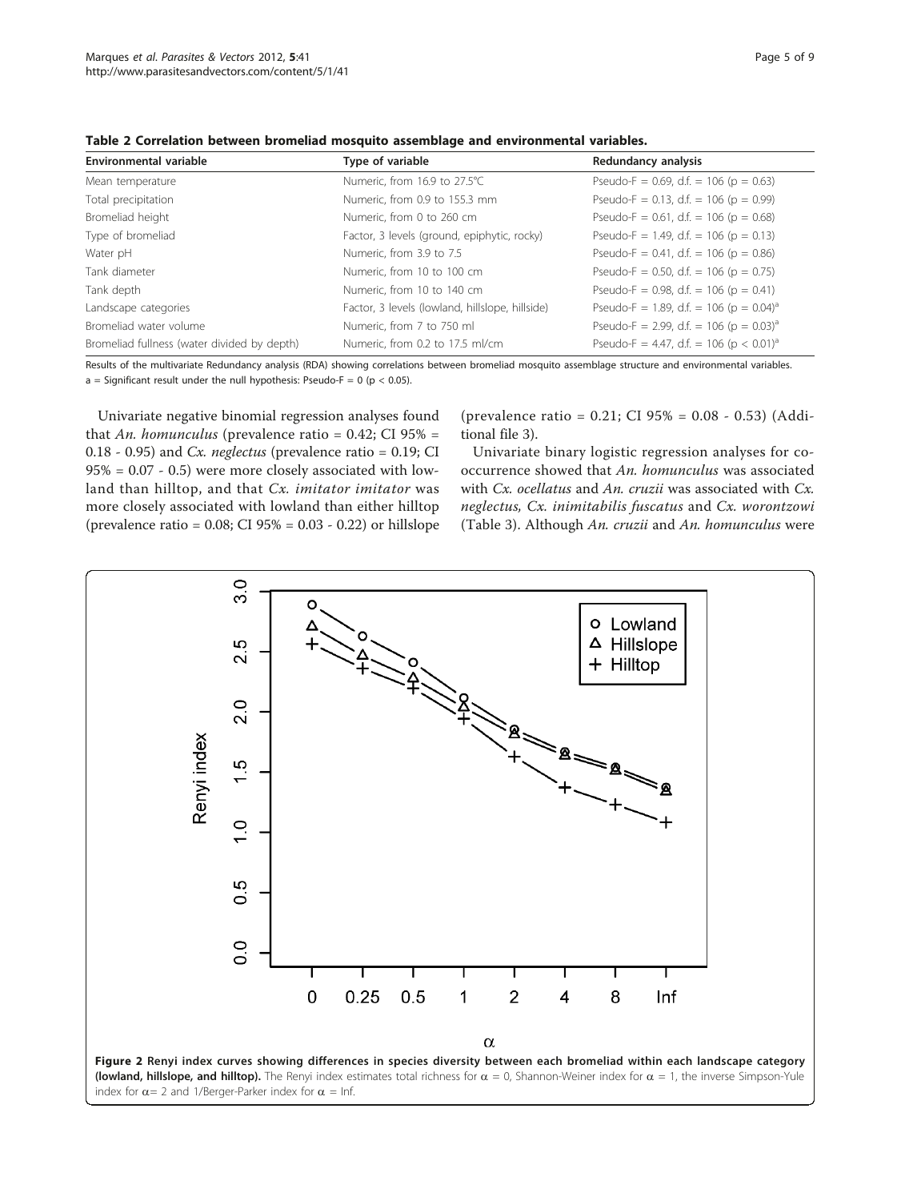**Table 2 Correlation between bromeliad mosquito assemblage and environmental variables.**

| Environmental variable | Type of variable | Redundancy analysis |
| --- | --- | --- |
| Mean temperature | Numeric, from 16.9 to 27.5°C | Pseudo-F = 0.69, d.f. = 106 (p = 0.63) |
| Total precipitation | Numeric, from 0.9 to 155.3 mm | Pseudo-F = 0.13, d.f. = 106 (p = 0.99) |
| Bromeliad height | Numeric, from 0 to 260 cm | Pseudo-F = 0.61, d.f. = 106 (p = 0.68) |
| Type of bromeliad | Factor, 3 levels (ground, epiphytic, rocky) | Pseudo-F = 1.49, d.f. = 106 (p = 0.13) |
| Water pH | Numeric, from 3.9 to 7.5 | Pseudo-F = 0.41, d.f. = 106 (p = 0.86) |
| Tank diameter | Numeric, from 10 to 100 cm | Pseudo-F = 0.50, d.f. = 106 (p = 0.75) |
| Tank depth | Numeric, from 10 to 140 cm | Pseudo-F = 0.98, d.f. = 106 (p = 0.41) |
| Landscape categories | Factor, 3 levels (lowland, hillslope, hillside) | Pseudo-F = 1.89, d.f. = 106 (p = 0.04)[a] |
| Bromeliad water volume | Numeric, from 7 to 750 ml | Pseudo-F = 2.99, d.f. = 106 (p = 0.03)[a] |
| Bromeliad fullness (water divided by depth) | Numeric, from 0.2 to 17.5 ml/cm | Pseudo-F = 4.47, d.f. = 106 (p < 0.01)[a] |

Results of the multivariate Redundancy analysis (RDA) showing correlations between bromeliad mosquito assemblage structure and environmental variables.
a = Significant result under the null hypothesis: Pseudo-F = 0 (p < 0.05).

Univariate negative binomial regression analyses found that *An. homunculus* (prevalence ratio = 0.42; CI 95% = 0.18 - 0.95) and *Cx. neglectus* (prevalence ratio = 0.19; CI 95% = 0.07 - 0.5) were more closely associated with lowland than hilltop, and that *Cx. imitator imitator* was more closely associated with lowland than either hilltop (prevalence ratio = 0.08; CI 95% = 0.03 - 0.22) or hillslope (prevalence ratio = 0.21; CI 95% = 0.08 - 0.53) (Additional file 3).

Univariate binary logistic regression analyses for co-occurrence showed that *An. homunculus* was associated with *Cx. ocellatus* and *An. cruzii* was associated with *Cx. neglectus, Cx. inimitabilis fuscatus* and *Cx. worontzowi* (Table 3). Although *An. cruzii* and *An. homunculus* were

**Figure 2 Renyi index curves showing differences in species diversity between each bromeliad within each landscape category (lowland, hillslope, and hilltop).** The Renyi index estimates total richness for $\alpha = 0$, Shannon-Weiner index for $\alpha = 1$, the inverse Simpson-Yule index for $\alpha = 2$ and 1/Berger-Parker index for $\alpha = \text{Inf}$.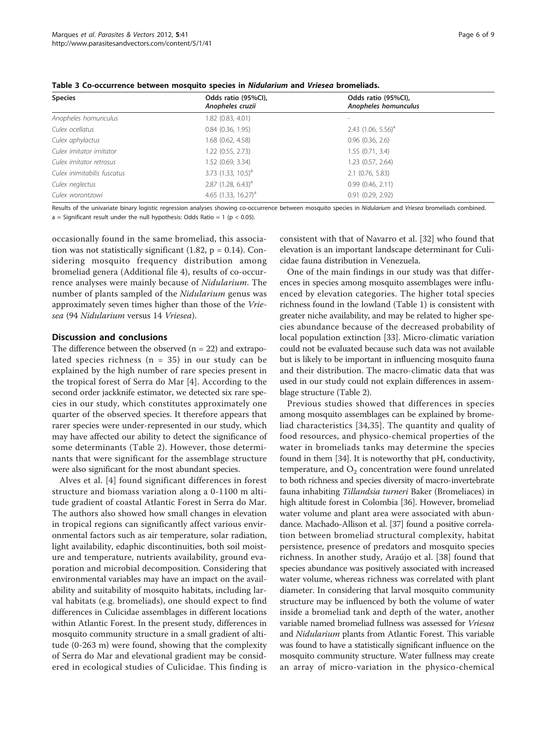**Table 3 Co-occurrence between mosquito species in *Nidularium* and *Vriesea* bromeliads.**

| Species | Odds ratio (95%CI), *Anopheles cruzii* | Odds ratio (95%CI), *Anopheles homunculus* |
|---|---|---|
| *Anopheles homunculus* | 1.82 (0.83, 4.01) | - |
| *Culex ocellatus* | 0.84 (0.36, 1.95) | 2.43 (1.06, 5.56)[a] |
| *Culex aphylactus* | 1.68 (0.62, 4.58) | 0.96 (0.36, 2.6) |
| *Culex imitator imitator* | 1.22 (0.55, 2.73) | 1.55 (0.71, 3.4) |
| *Culex imitator retrosus* | 1.52 (0.69, 3.34) | 1.23 (0.57, 2.64) |
| *Culex inimitabilis fuscatus* | 3.73 (1.33, 10.5)[a] | 2.1 (0.76, 5.83) |
| *Culex neglectus* | 2.87 (1.28, 6.43)[a] | 0.99 (0.46, 2.11) |
| *Culex worontzowi* | 4.65 (1.33, 16.27)[a] | 0.91 (0.29, 2.92) |

Results of the univariate binary logistic regression analyses showing co-occurrence between mosquito species in *Nidularium* and *Vriesea* bromeliads combined.

a = Significant result under the null hypothesis: Odds Ratio = 1 ($p < 0.05$).

occasionally found in the same bromeliad, this association was not statistically significant (1.82, $p = 0.14$). Considering mosquito frequency distribution among bromeliad genera (Additional file 4), results of co-occurrence analyses were mainly because of *Nidularium*. The number of plants sampled of the *Nidularium* genus was approximately seven times higher than those of the *Vriesea* (94 *Nidularium* versus 14 *Vriesea*).

## Discussion and conclusions

The difference between the observed ($n = 22$) and extrapolated species richness ($n = 35$) in our study can be explained by the high number of rare species present in the tropical forest of Serra do Mar [4]. According to the second order jackknife estimator, we detected six rare species in our study, which constitutes approximately one quarter of the observed species. It therefore appears that rarer species were under-represented in our study, which may have affected our ability to detect the significance of some determinants (Table 2). However, those determinants that were significant for the assemblage structure were also significant for the most abundant species.

Alves et al. [4] found significant differences in forest structure and biomass variation along a 0-1100 m altitude gradient of coastal Atlantic Forest in Serra do Mar. The authors also showed how small changes in elevation in tropical regions can significantly affect various environmental factors such as air temperature, solar radiation, light availability, edaphic discontinuities, both soil moisture and temperature, nutrients availability, ground evaporation and microbial decomposition. Considering that environmental variables may have an impact on the availability and suitability of mosquito habitats, including larval habitats (e.g. bromeliads), one should expect to find differences in Culicidae assemblages in different locations within Atlantic Forest. In the present study, differences in mosquito community structure in a small gradient of altitude (0-263 m) were found, showing that the complexity of Serra do Mar and elevational gradient may be considered in ecological studies of Culicidae. This finding is consistent with that of Navarro et al. [32] who found that elevation is an important landscape determinant for Culicidae fauna distribution in Venezuela.

One of the main findings in our study was that differences in species among mosquito assemblages were influenced by elevation categories. The higher total species richness found in the lowland (Table 1) is consistent with greater niche availability, and may be related to higher species abundance because of the decreased probability of local population extinction [33]. Micro-climatic variation could not be evaluated because such data was not available but is likely to be important in influencing mosquito fauna and their distribution. The macro-climatic data that was used in our study could not explain differences in assemblage structure (Table 2).

Previous studies showed that differences in species among mosquito assemblages can be explained by bromeliad characteristics [34,35]. The quantity and quality of food resources, and physico-chemical properties of the water in bromeliads tanks may determine the species found in them [34]. It is noteworthy that pH, conductivity, temperature, and $O_2$ concentration were found unrelated to both richness and species diversity of macro-invertebrate fauna inhabiting *Tillandsia turneri* Baker (Bromeliaces) in high altitude forest in Colombia [36]. However, bromeliad water volume and plant area were associated with abundance. Machado-Allison et al. [37] found a positive correlation between bromeliad structural complexity, habitat persistence, presence of predators and mosquito species richness. In another study, Araújo et al. [38] found that species abundance was positively associated with increased water volume, whereas richness was correlated with plant diameter. In considering that larval mosquito community structure may be influenced by both the volume of water inside a bromeliad tank and depth of the water, another variable named bromeliad fullness was assessed for *Vriesea* and *Nidularium* plants from Atlantic Forest. This variable was found to have a statistically significant influence on the mosquito community structure. Water fullness may create an array of micro-variation in the physico-chemical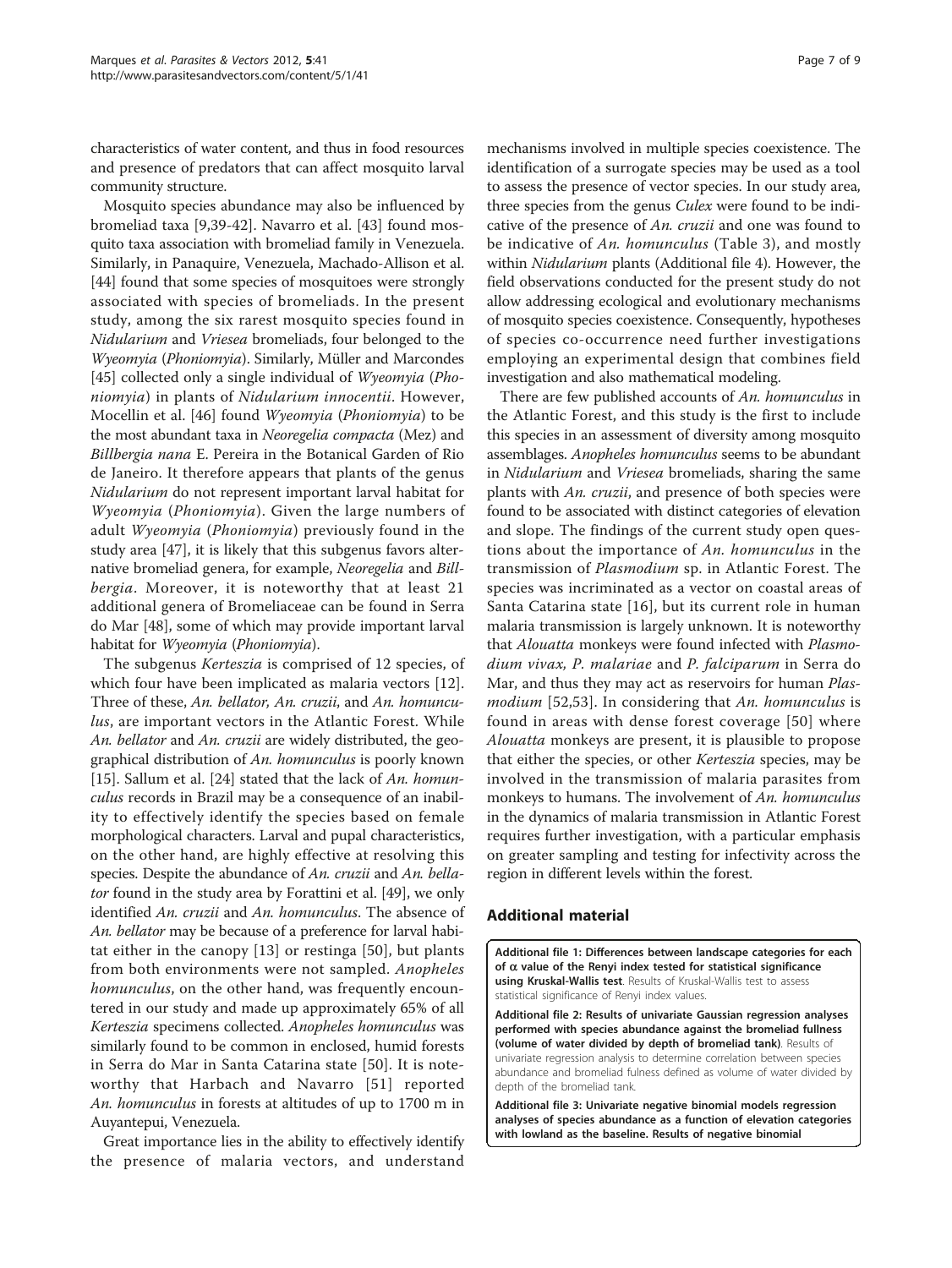characteristics of water content, and thus in food resources and presence of predators that can affect mosquito larval community structure.

Mosquito species abundance may also be influenced by bromeliad taxa [9,39-42]. Navarro et al. [43] found mosquito taxa association with bromeliad family in Venezuela. Similarly, in Panaquire, Venezuela, Machado-Allison et al. [44] found that some species of mosquitoes were strongly associated with species of bromeliads. In the present study, among the six rarest mosquito species found in *Nidularium* and *Vriesea* bromeliads, four belonged to the *Wyeomyia* (*Phoniomyia*). Similarly, Müller and Marcondes [45] collected only a single individual of *Wyeomyia* (*Phoniomyia*) in plants of *Nidularium innocentii*. However, Mocellin et al. [46] found *Wyeomyia* (*Phoniomyia*) to be the most abundant taxa in *Neoregelia compacta* (Mez) and *Billbergia nana* E. Pereira in the Botanical Garden of Rio de Janeiro. It therefore appears that plants of the genus *Nidularium* do not represent important larval habitat for *Wyeomyia* (*Phoniomyia*). Given the large numbers of adult *Wyeomyia* (*Phoniomyia*) previously found in the study area [47], it is likely that this subgenus favors alternative bromeliad genera, for example, *Neoregelia* and *Billbergia*. Moreover, it is noteworthy that at least 21 additional genera of Bromeliaceae can be found in Serra do Mar [48], some of which may provide important larval habitat for *Wyeomyia* (*Phoniomyia*).

The subgenus *Kerteszia* is comprised of 12 species, of which four have been implicated as malaria vectors [12]. Three of these, *An. bellator, An. cruzii*, and *An. homunculus*, are important vectors in the Atlantic Forest. While *An. bellator* and *An. cruzii* are widely distributed, the geographical distribution of *An. homunculus* is poorly known [15]. Sallum et al. [24] stated that the lack of *An. homunculus* records in Brazil may be a consequence of an inability to effectively identify the species based on female morphological characters. Larval and pupal characteristics, on the other hand, are highly effective at resolving this species. Despite the abundance of *An. cruzii* and *An. bellator* found in the study area by Forattini et al. [49], we only identified *An. cruzii* and *An. homunculus*. The absence of *An. bellator* may be because of a preference for larval habitat either in the canopy [13] or restinga [50], but plants from both environments were not sampled. *Anopheles homunculus*, on the other hand, was frequently encountered in our study and made up approximately 65% of all *Kerteszia* specimens collected. *Anopheles homunculus* was similarly found to be common in enclosed, humid forests in Serra do Mar in Santa Catarina state [50]. It is noteworthy that Harbach and Navarro [51] reported *An. homunculus* in forests at altitudes of up to 1700 m in Auyantepui, Venezuela.

Great importance lies in the ability to effectively identify the presence of malaria vectors, and understand mechanisms involved in multiple species coexistence. The identification of a surrogate species may be used as a tool to assess the presence of vector species. In our study area, three species from the genus *Culex* were found to be indicative of the presence of *An. cruzii* and one was found to be indicative of *An. homunculus* (Table 3), and mostly within *Nidularium* plants (Additional file 4). However, the field observations conducted for the present study do not allow addressing ecological and evolutionary mechanisms of mosquito species coexistence. Consequently, hypotheses of species co-occurrence need further investigations employing an experimental design that combines field investigation and also mathematical modeling.

There are few published accounts of *An. homunculus* in the Atlantic Forest, and this study is the first to include this species in an assessment of diversity among mosquito assemblages. *Anopheles homunculus* seems to be abundant in *Nidularium* and *Vriesea* bromeliads, sharing the same plants with *An. cruzii*, and presence of both species were found to be associated with distinct categories of elevation and slope. The findings of the current study open questions about the importance of *An. homunculus* in the transmission of *Plasmodium* sp. in Atlantic Forest. The species was incriminated as a vector on coastal areas of Santa Catarina state [16], but its current role in human malaria transmission is largely unknown. It is noteworthy that *Alouatta* monkeys were found infected with *Plasmodium vivax, P. malariae* and *P. falciparum* in Serra do Mar, and thus they may act as reservoirs for human *Plasmodium* [52,53]. In considering that *An. homunculus* is found in areas with dense forest coverage [50] where *Alouatta* monkeys are present, it is plausible to propose that either the species, or other *Kerteszia* species, may be involved in the transmission of malaria parasites from monkeys to humans. The involvement of *An. homunculus* in the dynamics of malaria transmission in Atlantic Forest requires further investigation, with a particular emphasis on greater sampling and testing for infectivity across the region in different levels within the forest.

## Additional material

**Additional file 1: Differences between landscape categories for each of $\alpha$ value of the Renyi index tested for statistical significance using Kruskal-Wallis test**. Results of Kruskal-Wallis test to assess statistical significance of Renyi index values.

**Additional file 2: Results of univariate Gaussian regression analyses performed with species abundance against the bromeliad fullness (volume of water divided by depth of bromeliad tank)**. Results of univariate regression analysis to determine correlation between species abundance and bromeliad fulness defined as volume of water divided by depth of the bromeliad tank.

**Additional file 3: Univariate negative binomial models regression analyses of species abundance as a function of elevation categories with lowland as the baseline. Results of negative binomial**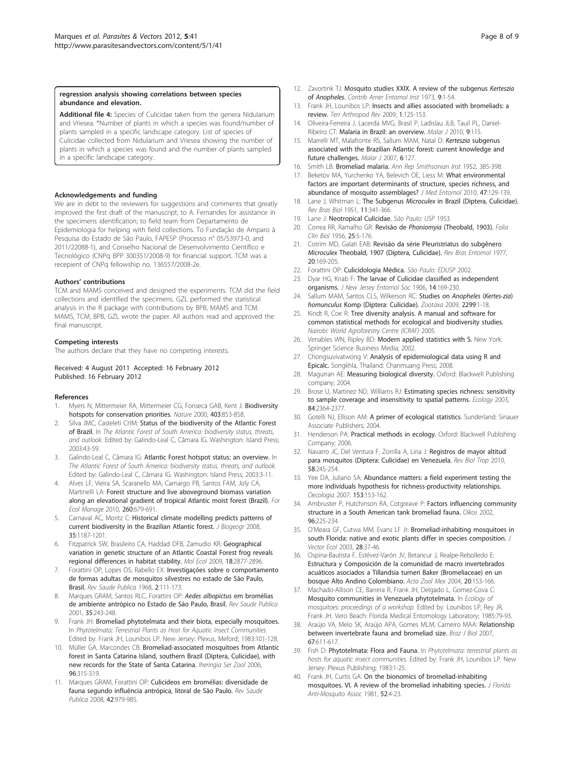**regression analysis showing correlations between species abundance and elevation.**

**Additional file 4:** Species of Culicidae taken from the genera Nidularium and Vriesea. *Number of plants in which a species was found/number of plants sampled in a specific landscape category. List of species of Culicidae collected from Nidularium and Vriesea showing the number of plants in which a species was found and the number of plants sampled in a specific landscape category.

#### Acknowledgements and funding

We are in debt to the reviewers for suggestions and comments that greatly improved the first draft of the manuscript; to A. Fernandes for assistance in the specimens identification; to field team from Departamento de Epidemiologia for helping with field collections. To Fundação de Amparo à Pesquisa do Estado de São Paulo, FAPESP (Processo n° 05/53973-0, and 2011/22088-1), and Conselho Nacional de Desenvolvimento Científico e Tecnológico (CNPq BPP 300351/2008-9) for financial support. TCM was a recepient of CNPq fellowship no. 136557/2008-2e.

#### Authors' contributions

TCM and MAMS conceived and designed the experiments. TCM did the field collections and identified the specimens. GZL performed the statistical analysis in the R package with contributions by BPB, MAMS and TCM. MAMS, TCM, BPB, GZL wrote the paper. All authors read and approved the final manuscript.

#### Competing interests

The authors declare that they have no competing interests.

Received: 4 August 2011 Accepted: 16 February 2012
Published: 16 February 2012

#### References

1. Myers N, Mittermeier RA, Mittermeier CG, Fonseca GAB, Kent J: **Biodiversity hotspots for conservation priorities.** *Nature* 2000, **403**:853-858.
2. Silva JMC, Casteleti CHM: **Status of the biodiversity of the Atlantic Forest of Brazil.** In *The Atlantic Forest of South America: biodiversity status, threats, and outlook.* Edited by: Galindo-Leal C, Câmara IG. Washington: Island Press; 2003:43-59.
3. Galindo-Leal C, Câmara IG: **Atlantic Forest hotspot status: an overview.** In *The Atlantic Forest of South America: biodiversity status, threats, and outlook.* Edited by: Galindo-Leal C, Câmara IG. Washington: Island Press; 2003:3-11.
4. Alves LF, Vieira SA, Scaranello MA, Camargo PB, Santos FAM, Joly CA, Martinelli LA: **Forest structure and live aboveground biomass variation along an elevational gradient of tropical Atlantic moist forest (Brazil).** *For Ecol Manage* 2010, **260**:679-691.
5. Carnaval AC, Moritz C: **Historical climate modelling predicts patterns of current biodiversity in the Brazilian Atlantic forest.** *J Biogeogr* 2008, **35**:1187-1201.
6. Fitzpatrick SW, Brasileiro CA, Haddad DFB, Zamudio KR: **Geographical variation in genetic structure of an Atlantic Coastal Forest frog reveals regional differences in habitat stability.** *Mol Ecol* 2009, **18**:2877-2896.
7. Forattini OP, Lopes OS, Rabello EX: **Investigações sobre o comportamento de formas adultas de mosquitos silvestres no estado de São Paulo, Brasil.** *Rev Saude Publica* 1968, **2**:111-173.
8. Marques GRAM, Santos RLC, Forattini OP: ***Aedes albopictus* em bromélias de ambiente antrópico no Estado de São Paulo, Brasil.** *Rev Saude Publica* 2001, **35**:243-248.
9. Frank JH: **Bromeliad phytotelmata and their biota, especially mosquitoes.** In *Phytotelmata: Terrestrial Plants as Host for Aquatic Insect Communities.* Edited by: Frank JH, Lounibos LP. New Jersey: Plexus, Meford; 1983:101-128.
10. Müller GA, Marcondes CB: **Bromeliad-associated mosquitoes from Atlantic forest in Santa Catarina Island, southern Brazil (Diptera, Culicidae), with new records for the State of Santa Catarina.** *Iheringia Ser Zool* 2006, **96**:315-319.
11. Marques GRAM, Forattini OP: **Culicídeos em bromélias: diversidade de fauna segundo influência antrópica, litoral de São Paulo.** *Rev Saude Publica* 2008, **42**:979-985.
12. Zavortink TJ: **Mosquito studies XXIX. A review of the subgenus *Kerteszia* of *Anopheles*.** *Contrib Amer Entomol Inst* 1973, **9**:1-54.
13. Frank JH, Lounibos LP: **Insects and allies associated with bromeliads: a review.** *Terr Arthropod Rev* 2009, **1**:125-153.
14. Oliveira-Ferreira J, Lacerda MVG, Brasil P, Ladislau JLB, Tauil PL, Daniel-Ribeiro CT: **Malaria in Brazil: an overview.** *Malar J* 2010, **9**:115.
15. Marrelli MT, Malafronte RS, Sallum MAM, Natal D: ***Kerteszia* subgenus associated with the Brazilian Atlantic forest: current knowledge and future challenges.** *Malar J* 2007, **6**:127.
16. Smith LB: **Bromeliad malaria.** *Ann Rep Smithsonian Inst* 1952, 385-398.
17. Beketov MA, Yurchenko YA, Belevich OE, Liess M: **What environmental factors are important determinants of structure, species richness, and abundance of mosquito assemblages?** *J Med Entomol* 2010, **47**:129-139.
18. Lane J, Whitman L: **The Subgenus *Microculex* in Brazil (Diptera, Culicidae).** *Rev Bras Biol* 1951, **11**:341-366.
19. Lane J: **Neotropical Culicidae.** *São Paulo: USP* 1953.
20. Correa RR, Ramalho GR: **Revisão de *Phoniomyia* (Theobald, 1903).** *Folia Clin Biol* 1956, **25**:5-176.
21. Cotrim MD, Galati EAB: **Revisão da série Pleuristriatus do subgênero *Microculex* Theobald, 1907 (Diptera, Culicidae).** *Rev Bras Entomol* 1977, **20**:169-205.
22. Forattini OP: **Culicidologia Médica.** *São Paulo: EDUSP* 2002.
23. Dyar HG, Knab F: **The larvae of Culicidae classified as independent organisms.** *J New Jersey Entomol Soc* 1906, **14**:169-230.
24. Sallum MAM, Santos CLS, Wilkerson RC: **Studies on *Anopheles* (*Kertes-zia*) *homunculus* Komp (Diptera: Culicidae).** *Zootaxa* 2009, **2299**:1-18.
25. Kindt R, Coe R: **Tree diversity analysis. A manual and software for common statistical methods for ecological and biodiversity studies.** *Nairobi: World Agroforestry Centre (ICRAF)* 2005.
26. Venables WN, Ripley BD: **Modern applied statistics with S.** New York: Springer Science Business Media; 2002.
27. Chongsuvivatwong V: **Analysis of epidemiological data using R and Epicalc.** Songkhla, Thailand: Chanmuang Press; 2008.
28. Magurran AE: **Measuring biological diversity.** Oxford: Blackwell Publishing company; 2004.
29. Brose U, Martinez ND, Williams RJ: **Estimating species richness: sensitivity to sample coverage and insensitivity to spatial patterns.** *Ecology* 2003, **84**:2364-2377.
30. Gotelli NJ, Ellison AM: **A primer of ecological statistics.** Sunderland: Sinauer Associate Publishers; 2004.
31. Henderson PA: **Practical methods in ecology.** Oxford: Blackwell Publishing Company; 2006.
32. Navarro JC, Del Ventura F, Zorrilla A, Liria J: **Registros de mayor altitud para mosquitos (Diptera: Culicidae) en Venezuela.** *Rev Biol Trop* 2010, **58**:245-254.
33. Yee DA, Juliano SA: **Abundance matters: a field experiment testing the more individuals hypothesis for richness-productivity relationships.** *Oecologia* 2007, **153**:153-162.
34. Armbruster P, Hutchinson RA, Cotgreave P: **Factors influencing community structure in a South American tank bromeliad fauna.** *Oikos* 2002, **96**:225-234.
35. O'Meara GF, Cutwa MM, Evans LF Jr: **Bromeliad-inhabiting mosquitoes in south Florida: native and exotic plants differ in species composition.** *J Vector Ecol* 2003, **28**:37-46.
36. Ospina-Bautista F, Estévez-Varón JV, Betancur J, Realpe-Rebolledo E: **Estructura y Composición de la comunidad de macro invertebrados acuáticos asociados a Tillandsia turneri Baker (Bromeliaceae) en un bosque Alto Andino Colombiano.** *Acta Zool Mex* 2004, **20**:153-166.
37. Machado-Allison CE, Barrera R, Frank JH, Delgado L, Gomez-Cova C: **Mosquito communities in Venezuela phytotelmata.** In *Ecology of mosquitoes: proceedings of a workshop.* Edited by: Lounibos LP, Rey JR, Frank JH. Vero Beach: Florida Medical Entomology Laboratory; 1985:79-93.
38. Araújo VA, Melo SK, Araújo APA, Gomes MLM, Carneiro MAA: **Relationship between invertebrate fauna and bromeliad size.** *Braz J Biol* 2007, **67**:611-617.
39. Fish D: **Phytotelmata: Flora and Fauna.** In *Phytotelmata: terrestrial plants as hosts for aquatic insect communities.* Edited by: Frank JH, Lounibos LP. New Jersey: Plexus Publishing; 1983:1-25.
40. Frank JH, Curtis GA: **On the bionomics of bromeliad-inhabiting mosquitoes. VI. A review of the bromeliad inhabiting species.** *J Florida Anti-Mosquito Assoc* 1981, **52**:4-23.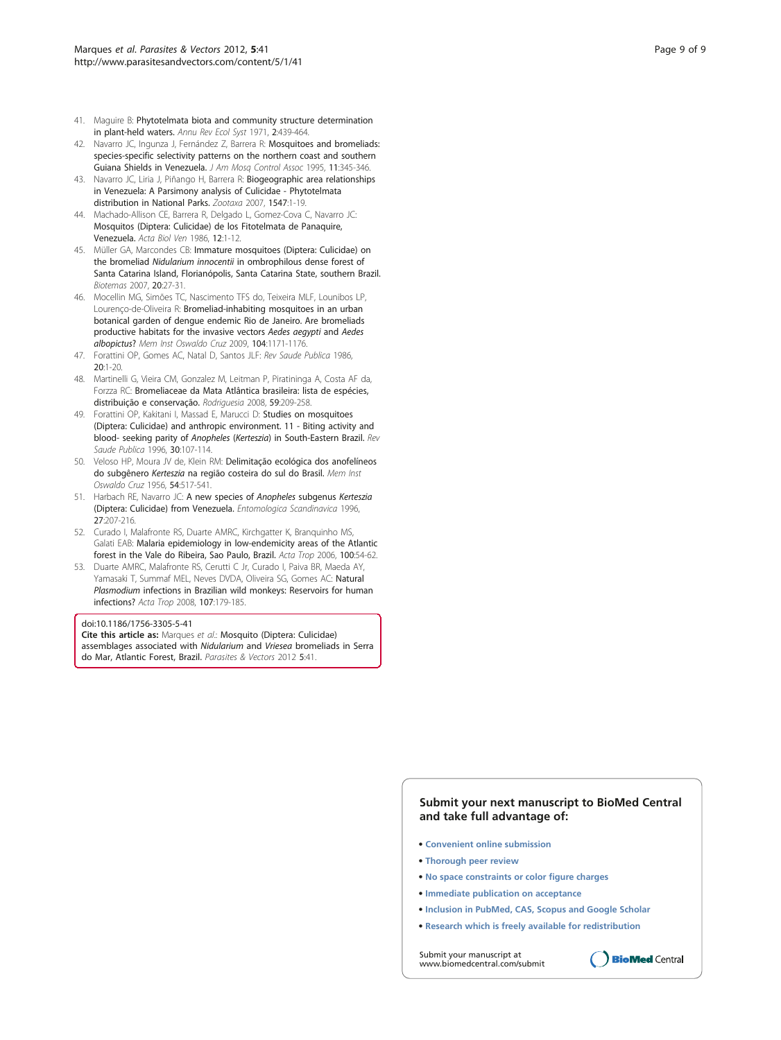41. Maguire B: Phytotelmata biota and community structure determination in plant-held waters. *Annu Rev Ecol Syst* 1971, **2**:439-464.
42. Navarro JC, Ingunza J, Fernández Z, Barrera R: Mosquitoes and bromeliads: species-specific selectivity patterns on the northern coast and southern Guiana Shields in Venezuela. *J Am Mosq Control Assoc* 1995, **11**:345-346.
43. Navarro JC, Liria J, Piñango H, Barrera R: Biogeographic area relationships in Venezuela: A Parsimony analysis of Culicidae - Phytotelmata distribution in National Parks. *Zootaxa* 2007, **1547**:1-19.
44. Machado-Allison CE, Barrera R, Delgado L, Gomez-Cova C, Navarro JC: Mosquitos (Diptera: Culicidae) de los Fitotelmata de Panaquire, Venezuela. *Acta Biol Ven* 1986, **12**:1-12.
45. Müller GA, Marcondes CB: Immature mosquitoes (Diptera: Culicidae) on the bromeliad *Nidularium innocentii* in ombrophilous dense forest of Santa Catarina Island, Florianópolis, Santa Catarina State, southern Brazil. *Biotemas* 2007, **20**:27-31.
46. Mocellin MG, Simões TC, Nascimento TFS do, Teixeira MLF, Lounibos LP, Lourenço-de-Oliveira R: Bromeliad-inhabiting mosquitoes in an urban botanical garden of dengue endemic Rio de Janeiro. Are bromeliads productive habitats for the invasive vectors *Aedes aegypti* and *Aedes albopictus*? *Mem Inst Oswaldo Cruz* 2009, **104**:1171-1176.
47. Forattini OP, Gomes AC, Natal D, Santos JLF: *Rev Saude Publica* 1986, **20**:1-20.
48. Martinelli G, Vieira CM, Gonzalez M, Leitman P, Piratininga A, Costa AF da, Forzza RC: Bromeliaceae da Mata Atlântica brasileira: lista de espécies, distribuição e conservação. *Rodriguesia* 2008, **59**:209-258.
49. Forattini OP, Kakitani I, Massad E, Marucci D: Studies on mosquitoes (Diptera: Culicidae) and anthropic environment. 11 - Biting activity and blood- seeking parity of *Anopheles* (*Kerteszia*) in South-Eastern Brazil. *Rev Saude Publica* 1996, **30**:107-114.
50. Veloso HP, Moura JV de, Klein RM: Delimitação ecológica dos anofelíneos do subgênero *Kerteszia* na região costeira do sul do Brasil. *Mem Inst Oswaldo Cruz* 1956, **54**:517-541.
51. Harbach RE, Navarro JC: A new species of *Anopheles* subgenus *Kerteszia* (Diptera: Culicidae) from Venezuela. *Entomologica Scandinavica* 1996, **27**:207-216.
52. Curado I, Malafronte RS, Duarte AMRC, Kirchgatter K, Branquinho MS, Galati EAB: Malaria epidemiology in low-endemicity areas of the Atlantic forest in the Vale do Ribeira, Sao Paulo, Brazil. *Acta Trop* 2006, **100**:54-62.
53. Duarte AMRC, Malafronte RS, Cerutti C Jr, Curado I, Paiva BR, Maeda AY, Yamasaki T, Summaf MEL, Neves DVDA, Oliveira SG, Gomes AC: Natural *Plasmodium* infections in Brazilian wild monkeys: Reservoirs for human infections? *Acta Trop* 2008, **107**:179-185.

doi:10.1186/1756-3305-5-41

**Cite this article as:** Marques *et al.*: Mosquito (Diptera: Culicidae) assemblages associated with *Nidularium* and *Vriesea* bromeliads in Serra do Mar, Atlantic Forest, Brazil. *Parasites & Vectors* 2012 **5**:41.

**Submit your next manuscript to BioMed Central and take full advantage of:**

- Convenient online submission
- Thorough peer review
- No space constraints or color figure charges
- Immediate publication on acceptance
- Inclusion in PubMed, CAS, Scopus and Google Scholar
- Research which is freely available for redistribution

Submit your manuscript at www.biomedcentral.com/submit

BioMed Central